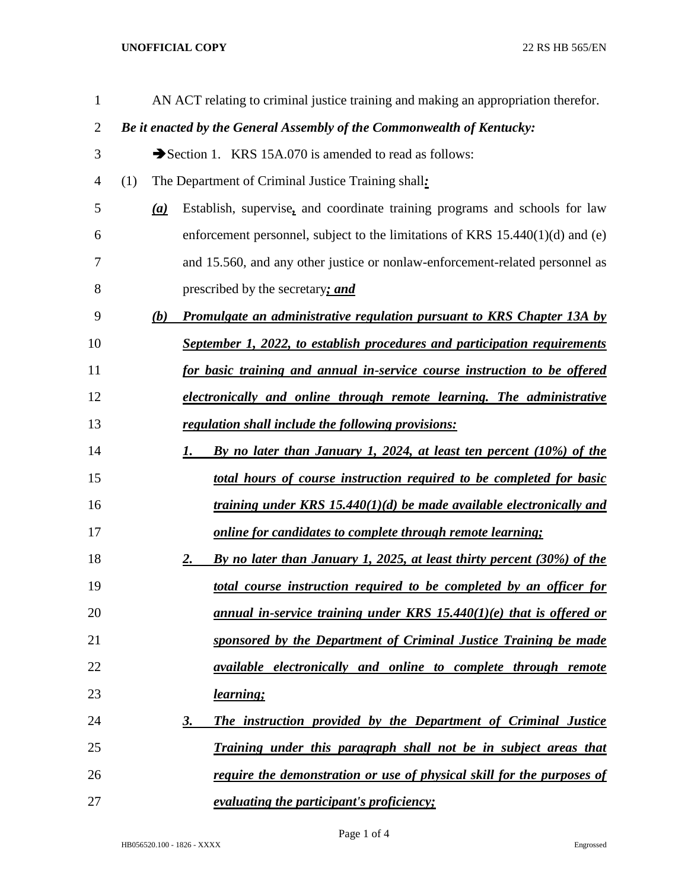AN ACT relating to criminal justice training and making an appropriation therefor.

***Be it enacted by the General Assembly of the Commonwealth of Kentucky:***

➔Section 1. KRS 15A.070 is amended to read as follows:

(1) The Department of Criminal Justice Training shall***:***

***(a)*** Establish, supervise***,*** and coordinate training programs and schools for law enforcement personnel, subject to the limitations of KRS 15.440(1)(d) and (e) and 15.560, and any other justice or nonlaw-enforcement-related personnel as prescribed by the secretary***; and***

***(b) Promulgate an administrative regulation pursuant to KRS Chapter 13A by September 1, 2022, to establish procedures and participation requirements for basic training and annual in-service course instruction to be offered electronically and online through remote learning. The administrative regulation shall include the following provisions:***

***1. By no later than January 1, 2024, at least ten percent (10%) of the total hours of course instruction required to be completed for basic training under KRS 15.440(1)(d) be made available electronically and online for candidates to complete through remote learning;***

***2. By no later than January 1, 2025, at least thirty percent (30%) of the total course instruction required to be completed by an officer for annual in-service training under KRS 15.440(1)(e) that is offered or sponsored by the Department of Criminal Justice Training be made available electronically and online to complete through remote learning;***

***3. The instruction provided by the Department of Criminal Justice Training under this paragraph shall not be in subject areas that require the demonstration or use of physical skill for the purposes of evaluating the participant's proficiency;***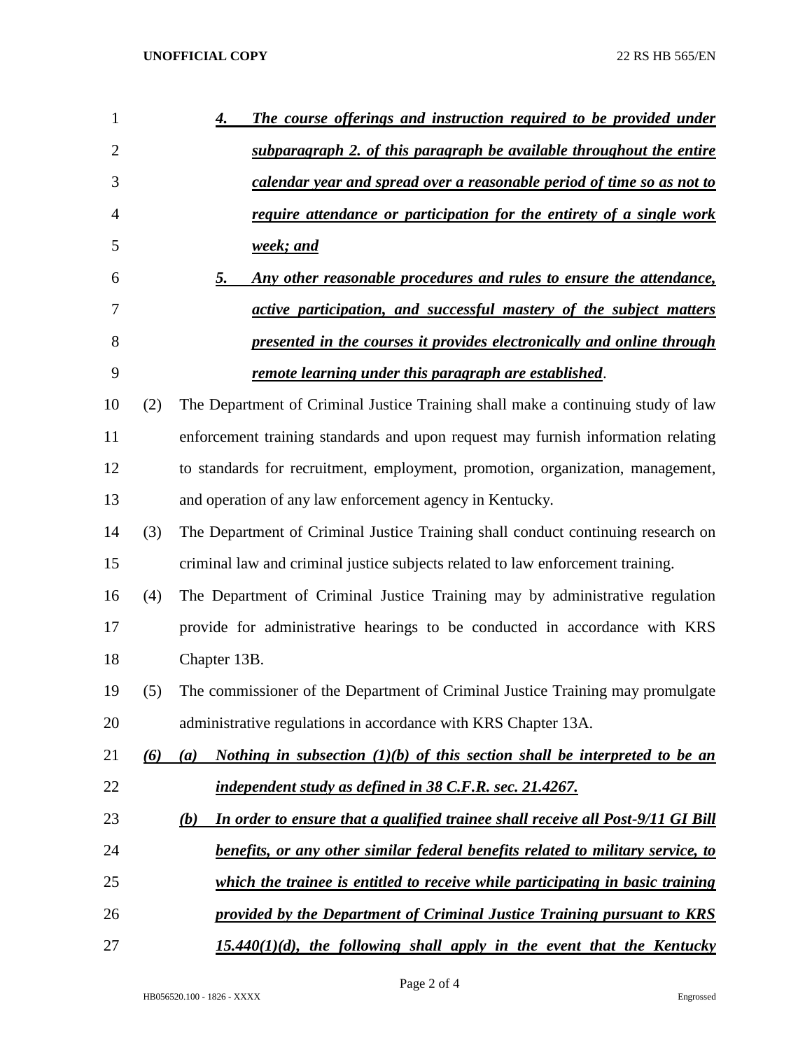*4. The course offerings and instruction required to be provided under subparagraph 2. of this paragraph be available throughout the entire calendar year and spread over a reasonable period of time so as not to require attendance or participation for the entirety of a single work week; and*

*5. Any other reasonable procedures and rules to ensure the attendance, active participation, and successful mastery of the subject matters presented in the courses it provides electronically and online through remote learning under this paragraph are established*.

(2) The Department of Criminal Justice Training shall make a continuing study of law enforcement training standards and upon request may furnish information relating to standards for recruitment, employment, promotion, organization, management, and operation of any law enforcement agency in Kentucky.

(3) The Department of Criminal Justice Training shall conduct continuing research on criminal law and criminal justice subjects related to law enforcement training.

(4) The Department of Criminal Justice Training may by administrative regulation provide for administrative hearings to be conducted in accordance with KRS Chapter 13B.

(5) The commissioner of the Department of Criminal Justice Training may promulgate administrative regulations in accordance with KRS Chapter 13A.

*(6) (a) Nothing in subsection (1)(b) of this section shall be interpreted to be an independent study as defined in 38 C.F.R. sec. 21.4267.*

*(b) In order to ensure that a qualified trainee shall receive all Post-9/11 GI Bill benefits, or any other similar federal benefits related to military service, to which the trainee is entitled to receive while participating in basic training provided by the Department of Criminal Justice Training pursuant to KRS 15.440(1)(d), the following shall apply in the event that the Kentucky*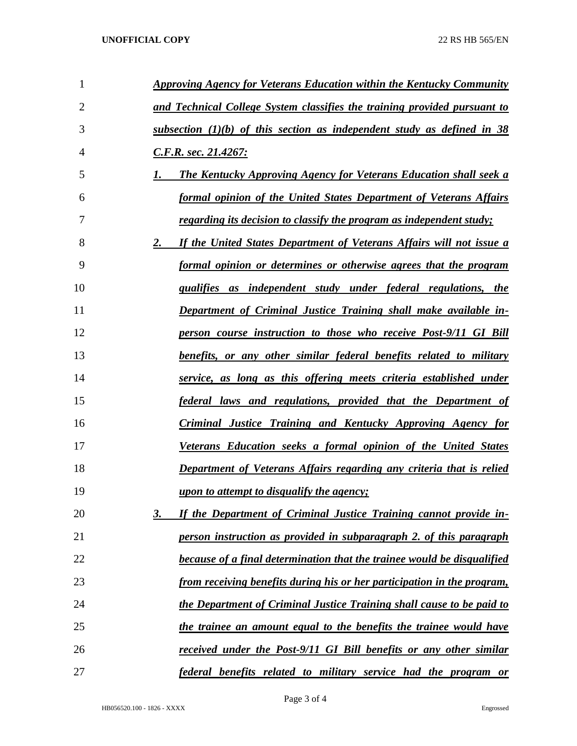***Approving Agency for Veterans Education within the Kentucky Community and Technical College System classifies the training provided pursuant to subsection (1)(b) of this section as independent study as defined in 38 C.F.R. sec. 21.4267:***

***1. The Kentucky Approving Agency for Veterans Education shall seek a formal opinion of the United States Department of Veterans Affairs regarding its decision to classify the program as independent study;***

***2. If the United States Department of Veterans Affairs will not issue a formal opinion or determines or otherwise agrees that the program qualifies as independent study under federal regulations, the Department of Criminal Justice Training shall make available in-person course instruction to those who receive Post-9/11 GI Bill benefits, or any other similar federal benefits related to military service, as long as this offering meets criteria established under federal laws and regulations, provided that the Department of Criminal Justice Training and Kentucky Approving Agency for Veterans Education seeks a formal opinion of the United States Department of Veterans Affairs regarding any criteria that is relied upon to attempt to disqualify the agency;***

***3. If the Department of Criminal Justice Training cannot provide in-person instruction as provided in subparagraph 2. of this paragraph because of a final determination that the trainee would be disqualified from receiving benefits during his or her participation in the program, the Department of Criminal Justice Training shall cause to be paid to the trainee an amount equal to the benefits the trainee would have received under the Post-9/11 GI Bill benefits or any other similar federal benefits related to military service had the program or***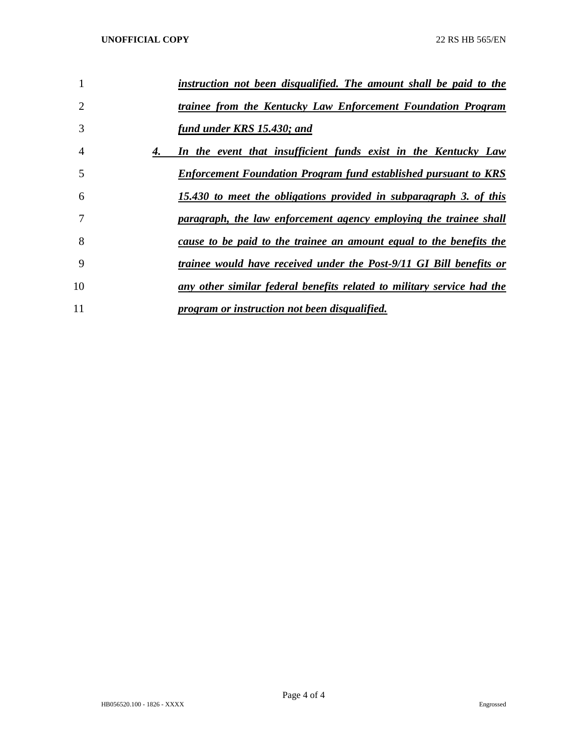***instruction not been disqualified. The amount shall be paid to the trainee from the Kentucky Law Enforcement Foundation Program fund under KRS 15.430; and***

***4. In the event that insufficient funds exist in the Kentucky Law Enforcement Foundation Program fund established pursuant to KRS 15.430 to meet the obligations provided in subparagraph 3. of this paragraph, the law enforcement agency employing the trainee shall cause to be paid to the trainee an amount equal to the benefits the trainee would have received under the Post-9/11 GI Bill benefits or any other similar federal benefits related to military service had the program or instruction not been disqualified.***